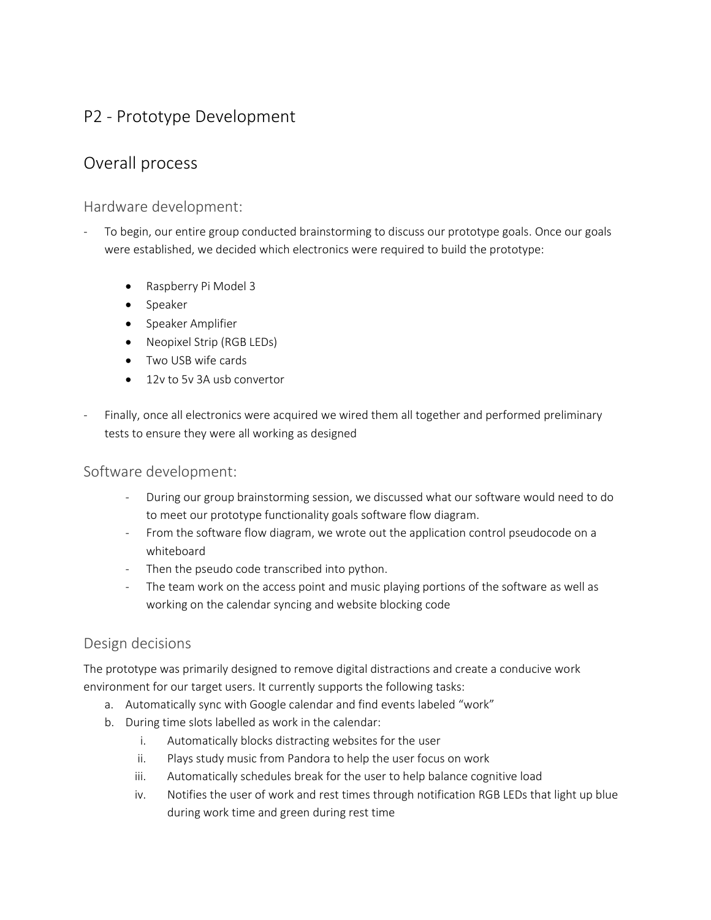# P2 - Prototype Development

## Overall process

### Hardware development:

- To begin, our entire group conducted brainstorming to discuss our prototype goals. Once our goals were established, we decided which electronics were required to build the prototype:

  - Raspberry Pi Model 3
  - Speaker
  - Speaker Amplifier
  - Neopixel Strip (RGB LEDs)
  - Two USB wife cards
  - 12v to 5v 3A usb convertor

- Finally, once all electronics were acquired we wired them all together and performed preliminary tests to ensure they were all working as designed

### Software development:

- During our group brainstorming session, we discussed what our software would need to do to meet our prototype functionality goals software flow diagram.
- From the software flow diagram, we wrote out the application control pseudocode on a whiteboard
- Then the pseudo code transcribed into python.
- The team work on the access point and music playing portions of the software as well as working on the calendar syncing and website blocking code

### Design decisions

The prototype was primarily designed to remove digital distractions and create a conducive work environment for our target users. It currently supports the following tasks:

a. Automatically sync with Google calendar and find events labeled "work"
b. During time slots labelled as work in the calendar:
   i. Automatically blocks distracting websites for the user
   ii. Plays study music from Pandora to help the user focus on work
   iii. Automatically schedules break for the user to help balance cognitive load
   iv. Notifies the user of work and rest times through notification RGB LEDs that light up blue during work time and green during rest time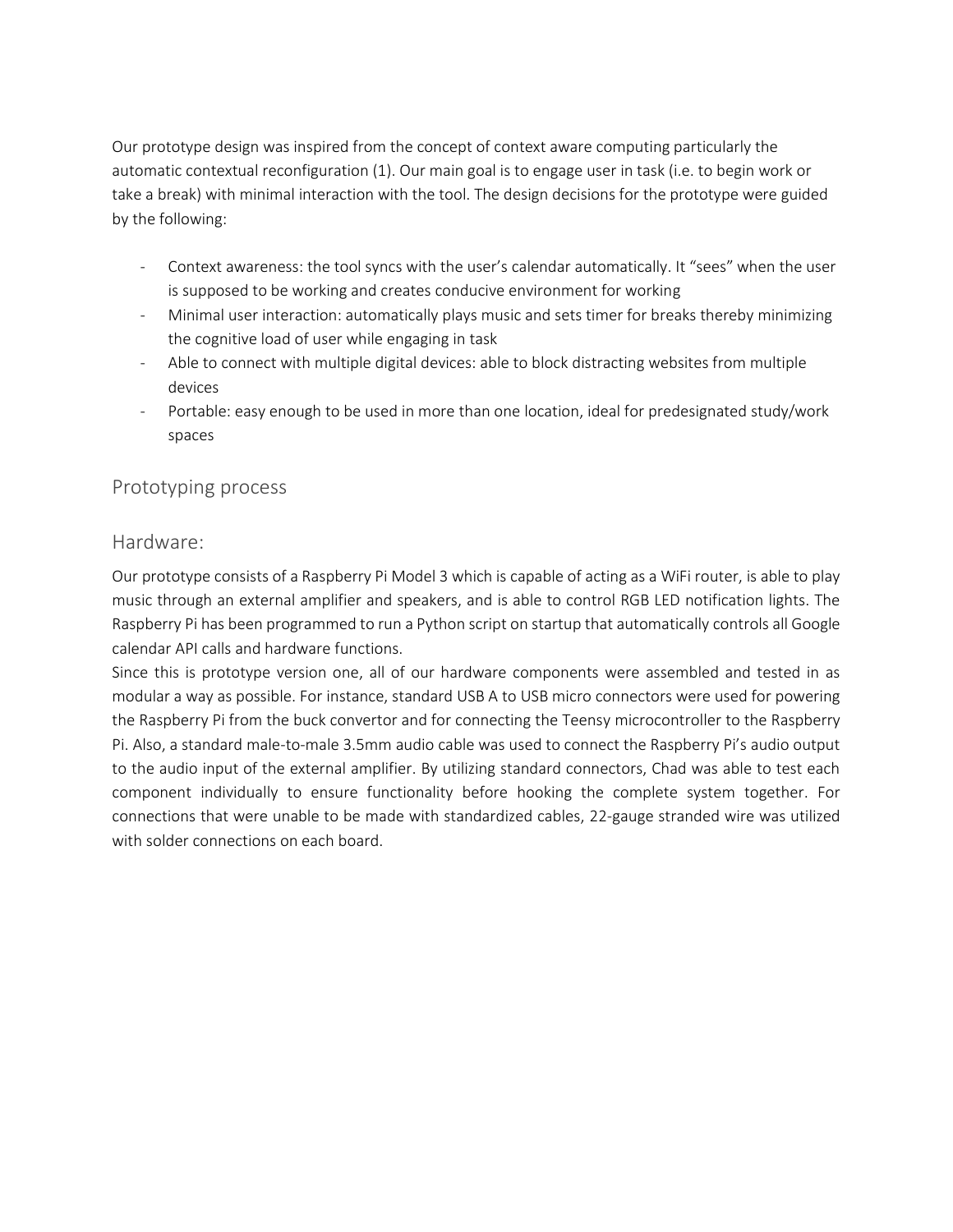Our prototype design was inspired from the concept of context aware computing particularly the automatic contextual reconfiguration (1). Our main goal is to engage user in task (i.e. to begin work or take a break) with minimal interaction with the tool. The design decisions for the prototype were guided by the following:

- Context awareness: the tool syncs with the user's calendar automatically. It "sees" when the user is supposed to be working and creates conducive environment for working
- Minimal user interaction: automatically plays music and sets timer for breaks thereby minimizing the cognitive load of user while engaging in task
- Able to connect with multiple digital devices: able to block distracting websites from multiple devices
- Portable: easy enough to be used in more than one location, ideal for predesignated study/work spaces

## Prototyping process

### Hardware:

Our prototype consists of a Raspberry Pi Model 3 which is capable of acting as a WiFi router, is able to play music through an external amplifier and speakers, and is able to control RGB LED notification lights. The Raspberry Pi has been programmed to run a Python script on startup that automatically controls all Google calendar API calls and hardware functions.

Since this is prototype version one, all of our hardware components were assembled and tested in as modular a way as possible. For instance, standard USB A to USB micro connectors were used for powering the Raspberry Pi from the buck convertor and for connecting the Teensy microcontroller to the Raspberry Pi. Also, a standard male-to-male 3.5mm audio cable was used to connect the Raspberry Pi's audio output to the audio input of the external amplifier. By utilizing standard connectors, Chad was able to test each component individually to ensure functionality before hooking the complete system together. For connections that were unable to be made with standardized cables, 22-gauge stranded wire was utilized with solder connections on each board.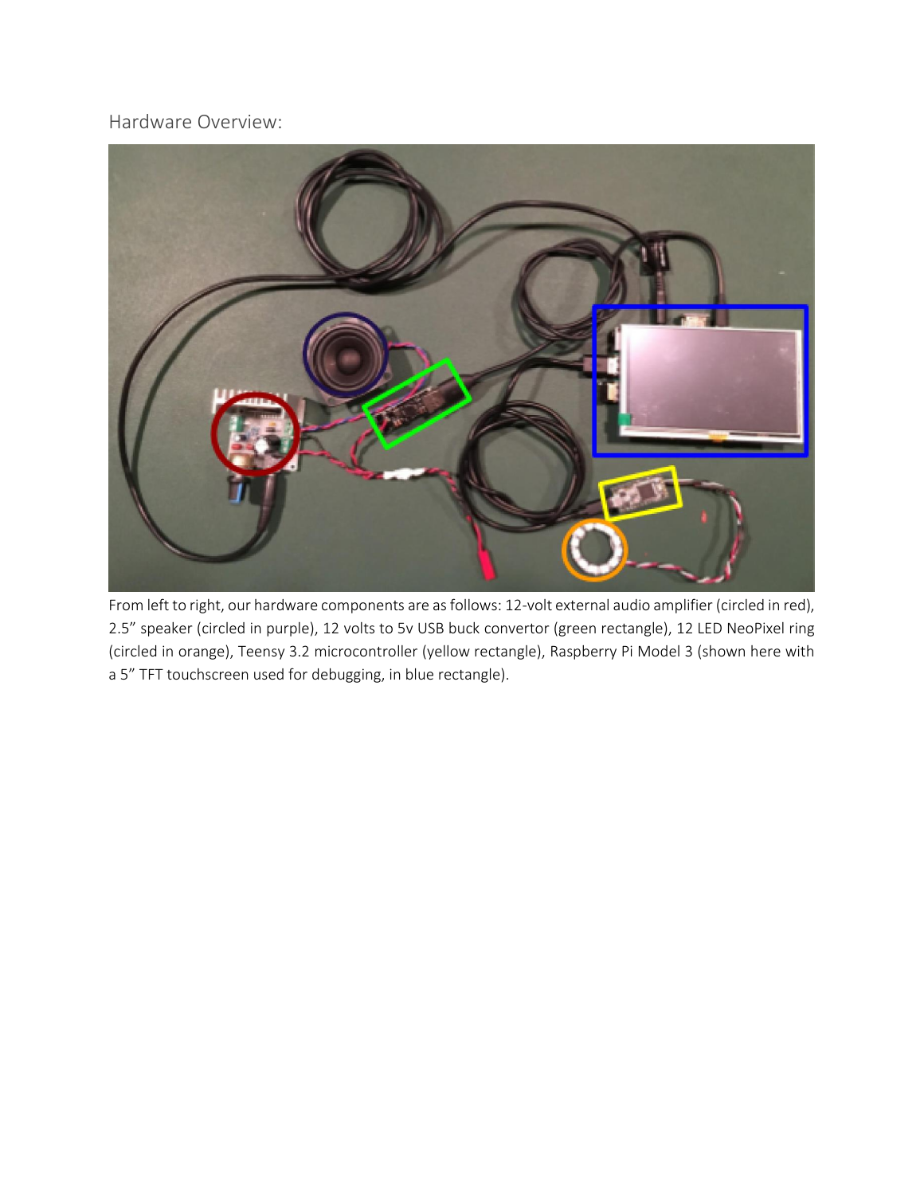Hardware Overview:

From left to right, our hardware components are as follows: 12-volt external audio amplifier (circled in red), 2.5” speaker (circled in purple), 12 volts to 5v USB buck convertor (green rectangle), 12 LED NeoPixel ring (circled in orange), Teensy 3.2 microcontroller (yellow rectangle), Raspberry Pi Model 3 (shown here with a 5” TFT touchscreen used for debugging, in blue rectangle).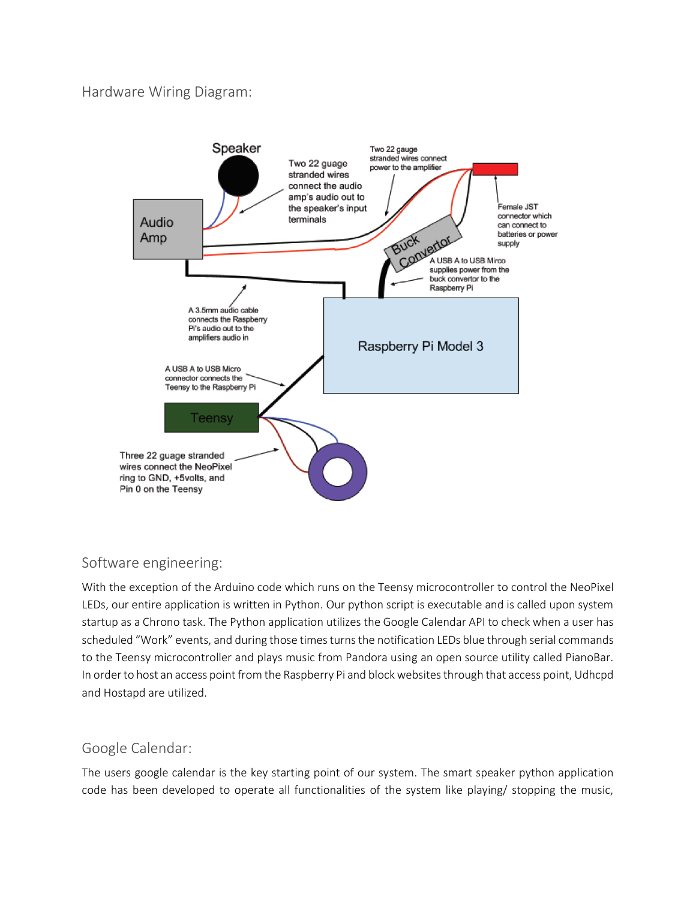## Hardware Wiring Diagram:

Speaker

Audio Amp

Two 22 guage stranded wires connect the audio amp's audio out to the speaker's input terminals

Two 22 gauge stranded wires connect power to the amplifier

Female JST connector which can connect to batteries or power supply

Buck Convertor

A USB A to USB Mirco supplies power from the buck convertor to the Raspberry Pi

A 3.5mm audio cable connects the Raspberry Pi's audio out to the amplifiers audio in

Raspberry Pi Model 3

A USB A to USB Micro connector connects the Teensy to the Raspberry Pi

Teensy

Three 22 guage stranded wires connect the NeoPixel ring to GND, +5volts, and Pin 0 on the Teensy

## Software engineering:

With the exception of the Arduino code which runs on the Teensy microcontroller to control the NeoPixel LEDs, our entire application is written in Python. Our python script is executable and is called upon system startup as a Chrono task. The Python application utilizes the Google Calendar API to check when a user has scheduled "Work" events, and during those times turns the notification LEDs blue through serial commands to the Teensy microcontroller and plays music from Pandora using an open source utility called PianoBar. In order to host an access point from the Raspberry Pi and block websites through that access point, Udhcpd and Hostapd are utilized.

## Google Calendar:

The users google calendar is the key starting point of our system. The smart speaker python application code has been developed to operate all functionalities of the system like playing/ stopping the music,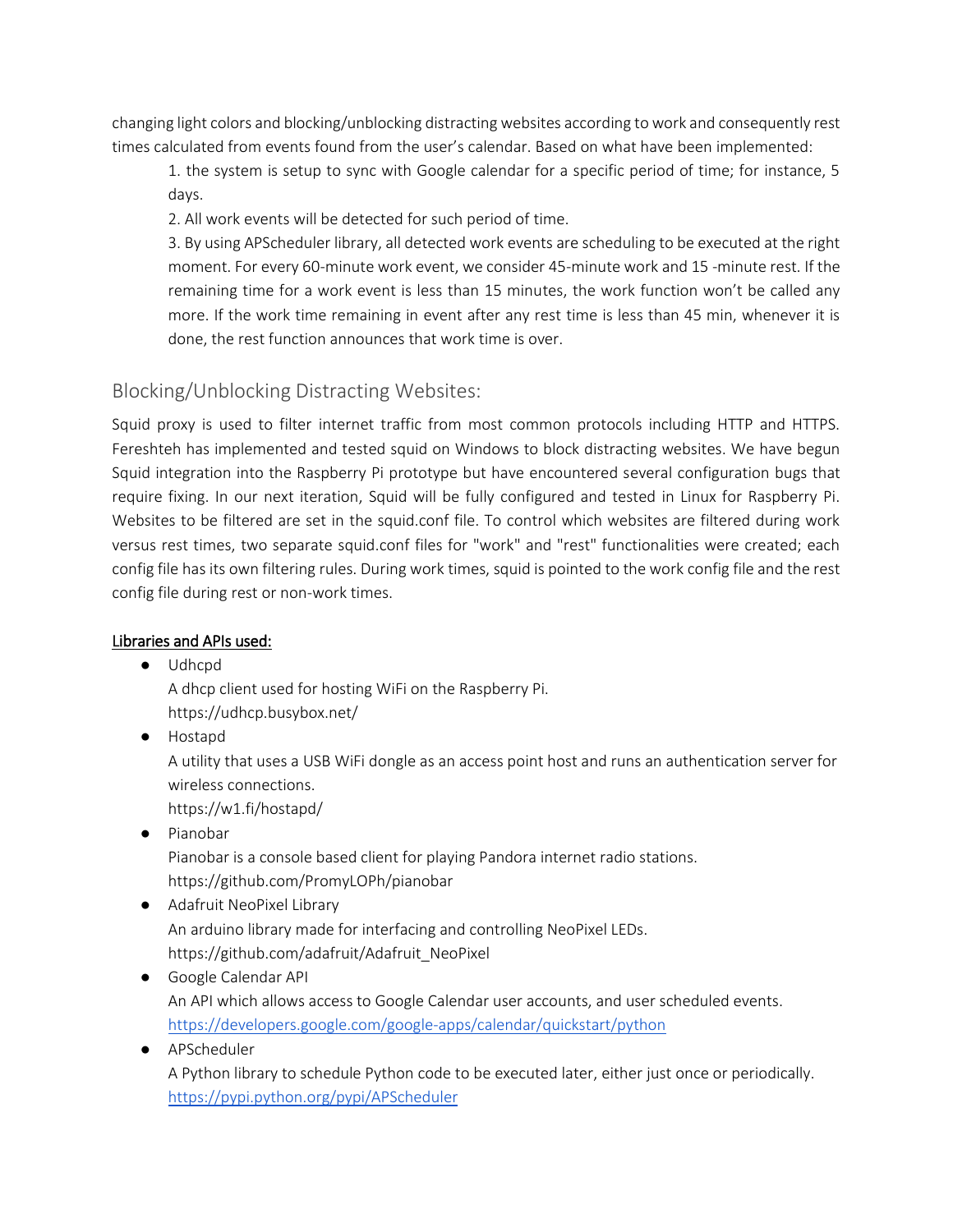changing light colors and blocking/unblocking distracting websites according to work and consequently rest times calculated from events found from the user's calendar. Based on what have been implemented:

1. the system is setup to sync with Google calendar for a specific period of time; for instance, 5 days.
2. All work events will be detected for such period of time.
3. By using APScheduler library, all detected work events are scheduling to be executed at the right moment. For every 60-minute work event, we consider 45-minute work and 15 -minute rest. If the remaining time for a work event is less than 15 minutes, the work function won't be called any more. If the work time remaining in event after any rest time is less than 45 min, whenever it is done, the rest function announces that work time is over.

## Blocking/Unblocking Distracting Websites:

Squid proxy is used to filter internet traffic from most common protocols including HTTP and HTTPS. Fereshteh has implemented and tested squid on Windows to block distracting websites. We have begun Squid integration into the Raspberry Pi prototype but have encountered several configuration bugs that require fixing. In our next iteration, Squid will be fully configured and tested in Linux for Raspberry Pi. Websites to be filtered are set in the squid.conf file. To control which websites are filtered during work versus rest times, two separate squid.conf files for "work" and "rest" functionalities were created; each config file has its own filtering rules. During work times, squid is pointed to the work config file and the rest config file during rest or non-work times.

**Libraries and APIs used:**

- Udhcpd
  A dhcp client used for hosting WiFi on the Raspberry Pi.
  https://udhcp.busybox.net/
- Hostapd
  A utility that uses a USB WiFi dongle as an access point host and runs an authentication server for wireless connections.
  https://w1.fi/hostapd/
- Pianobar
  Pianobar is a console based client for playing Pandora internet radio stations.
  https://github.com/PromyLOPh/pianobar
- Adafruit NeoPixel Library
  An arduino library made for interfacing and controlling NeoPixel LEDs.
  https://github.com/adafruit/Adafruit_NeoPixel
- Google Calendar API
  An API which allows access to Google Calendar user accounts, and user scheduled events.
  https://developers.google.com/google-apps/calendar/quickstart/python
- APScheduler
  A Python library to schedule Python code to be executed later, either just once or periodically.
  https://pypi.python.org/pypi/APScheduler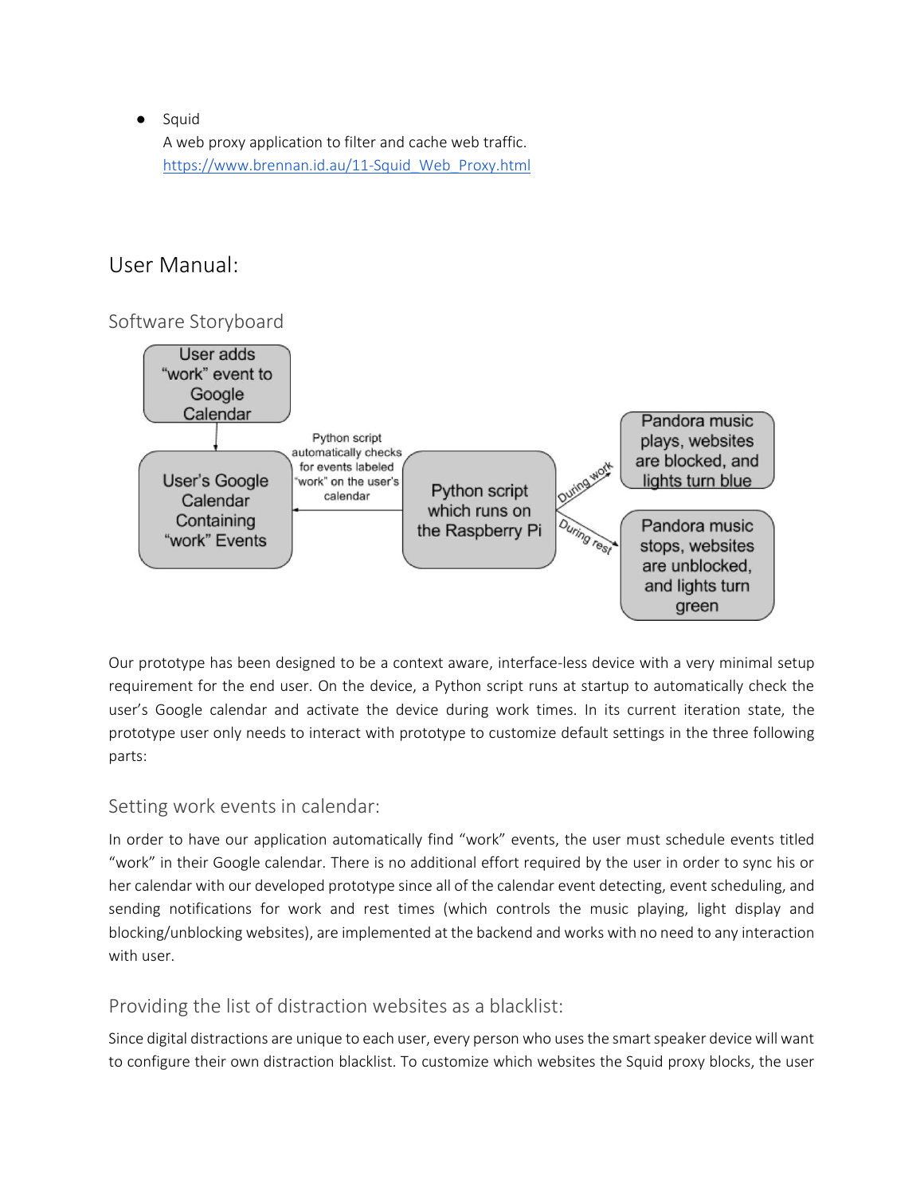- Squid
  A web proxy application to filter and cache web traffic.
  https://www.brennan.id.au/11-Squid_Web_Proxy.html

## User Manual:

### Software Storyboard

User adds "work" event to Google Calendar

User's Google Calendar Containing "work" Events

Python script automatically checks for events labeled "work" on the user's calendar

Python script which runs on the Raspberry Pi

During work

Pandora music plays, websites are blocked, and lights turn blue

During rest

Pandora music stops, websites are unblocked, and lights turn green

Our prototype has been designed to be a context aware, interface-less device with a very minimal setup requirement for the end user. On the device, a Python script runs at startup to automatically check the user's Google calendar and activate the device during work times. In its current iteration state, the prototype user only needs to interact with prototype to customize default settings in the three following parts:

### Setting work events in calendar:

In order to have our application automatically find "work" events, the user must schedule events titled "work" in their Google calendar. There is no additional effort required by the user in order to sync his or her calendar with our developed prototype since all of the calendar event detecting, event scheduling, and sending notifications for work and rest times (which controls the music playing, light display and blocking/unblocking websites), are implemented at the backend and works with no need to any interaction with user.

### Providing the list of distraction websites as a blacklist:

Since digital distractions are unique to each user, every person who uses the smart speaker device will want to configure their own distraction blacklist. To customize which websites the Squid proxy blocks, the user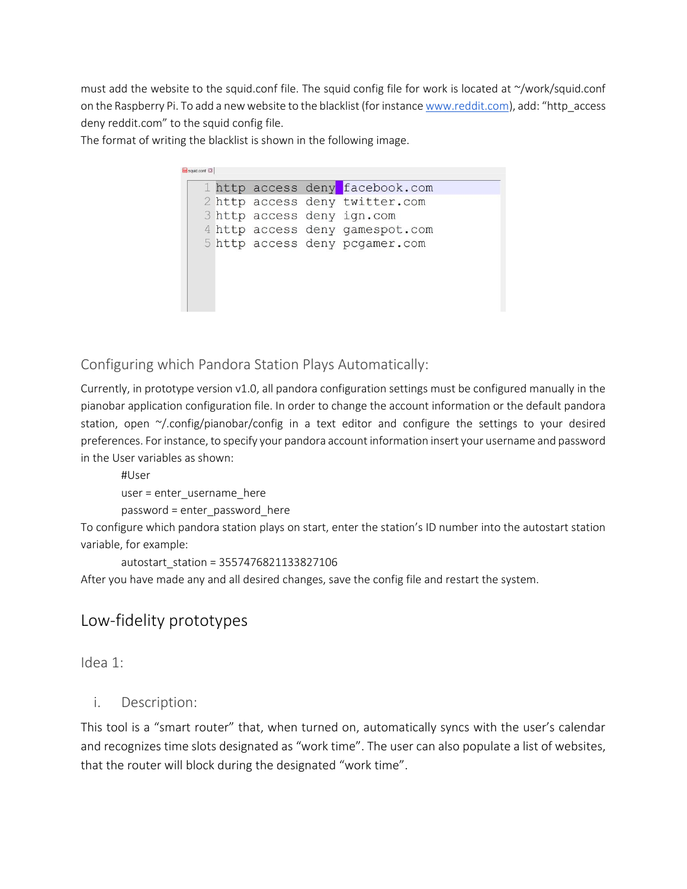must add the website to the squid.conf file. The squid config file for work is located at ~/work/squid.conf on the Raspberry Pi. To add a new website to the blacklist (for instance www.reddit.com), add: "http_access deny reddit.com" to the squid config file.
The format of writing the blacklist is shown in the following image.

```
1 http access deny facebook.com
2 http access deny twitter.com
3 http access deny ign.com
4 http access deny gamespot.com
5 http access deny pcgamer.com
```

### Configuring which Pandora Station Plays Automatically:

Currently, in prototype version v1.0, all pandora configuration settings must be configured manually in the pianobar application configuration file. In order to change the account information or the default pandora station, open ~/.config/pianobar/config in a text editor and configure the settings to your desired preferences. For instance, to specify your pandora account information insert your username and password in the User variables as shown:

```
#User
user = enter_username_here
password = enter_password_here
```

To configure which pandora station plays on start, enter the station's ID number into the autostart station variable, for example:

```
autostart_station = 3557476821133827106
```

After you have made any and all desired changes, save the config file and restart the system.

## Low-fidelity prototypes

### Idea 1:

#### i. Description:

This tool is a "smart router" that, when turned on, automatically syncs with the user's calendar and recognizes time slots designated as "work time". The user can also populate a list of websites, that the router will block during the designated "work time".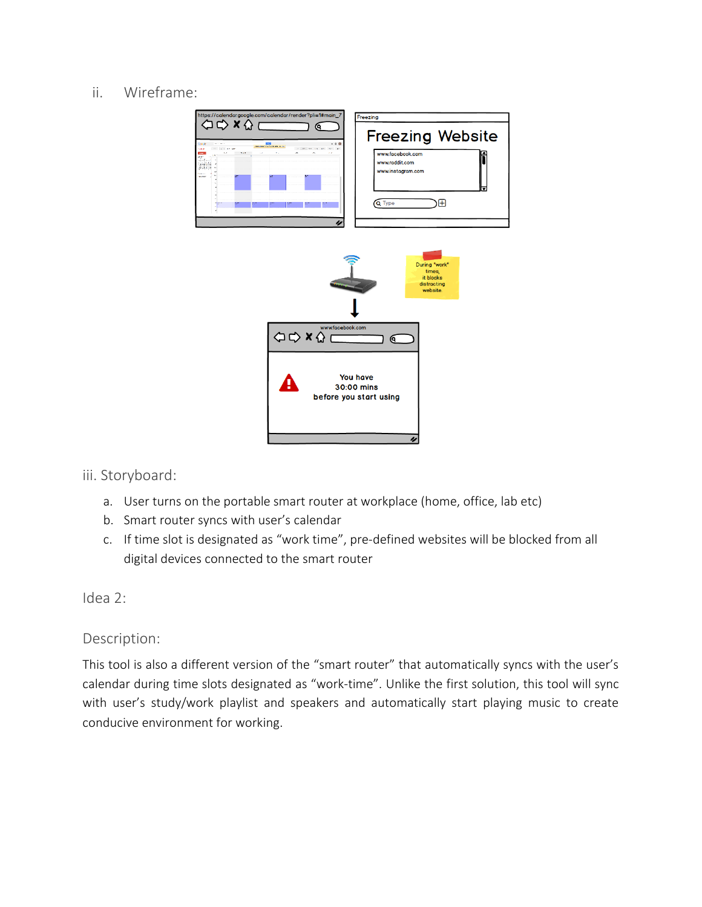ii. Wireframe:

iii. Storyboard:

a. User turns on the portable smart router at workplace (home, office, lab etc)
b. Smart router syncs with user's calendar
c. If time slot is designated as "work time", pre-defined websites will be blocked from all digital devices connected to the smart router

Idea 2:

Description:

This tool is also a different version of the "smart router" that automatically syncs with the user's calendar during time slots designated as "work-time". Unlike the first solution, this tool will sync with user's study/work playlist and speakers and automatically start playing music to create conducive environment for working.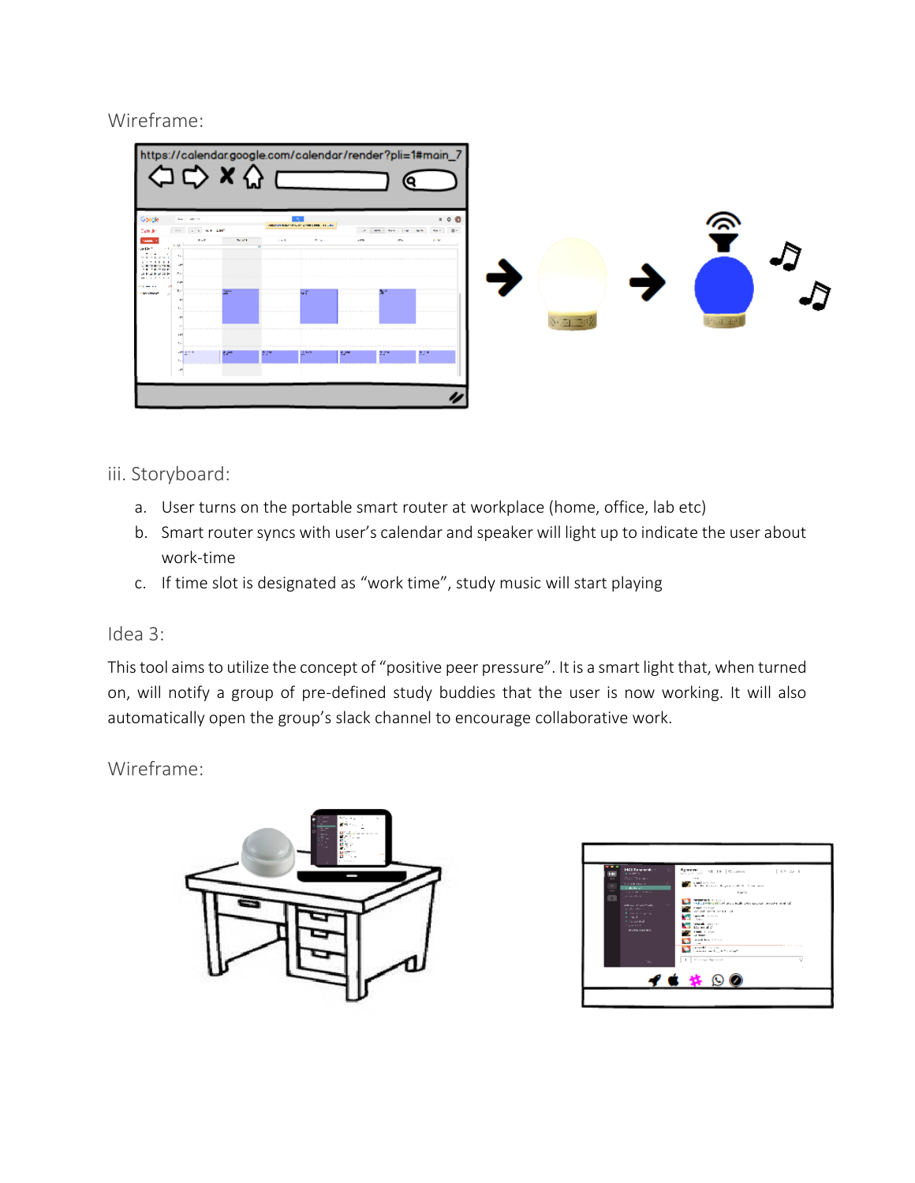Wireframe:

iii. Storyboard:

a. User turns on the portable smart router at workplace (home, office, lab etc)
b. Smart router syncs with user's calendar and speaker will light up to indicate the user about work-time
c. If time slot is designated as "work time", study music will start playing

Idea 3:

This tool aims to utilize the concept of "positive peer pressure". It is a smart light that, when turned on, will notify a group of pre-defined study buddies that the user is now working. It will also automatically open the group's slack channel to encourage collaborative work.

Wireframe: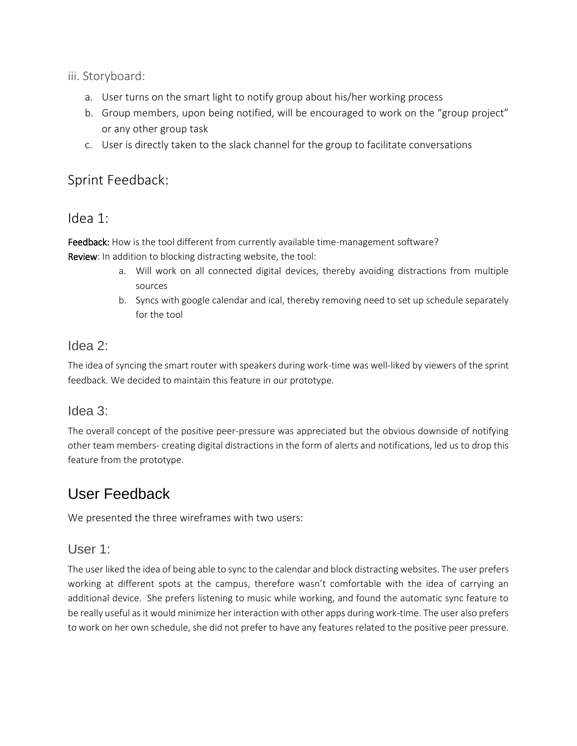iii. Storyboard:

a. User turns on the smart light to notify group about his/her working process
b. Group members, upon being notified, will be encouraged to work on the "group project" or any other group task
c. User is directly taken to the slack channel for the group to facilitate conversations

## Sprint Feedback:

### Idea 1:

**Feedback:** How is the tool different from currently available time-management software?
**Review**: In addition to blocking distracting website, the tool:

a. Will work on all connected digital devices, thereby avoiding distractions from multiple sources
b. Syncs with google calendar and ical, thereby removing need to set up schedule separately for the tool

### Idea 2:

The idea of syncing the smart router with speakers during work-time was well-liked by viewers of the sprint feedback. We decided to maintain this feature in our prototype.

### Idea 3:

The overall concept of the positive peer-pressure was appreciated but the obvious downside of notifying other team members- creating digital distractions in the form of alerts and notifications, led us to drop this feature from the prototype.

## User Feedback

We presented the three wireframes with two users:

### User 1:

The user liked the idea of being able to sync to the calendar and block distracting websites. The user prefers working at different spots at the campus, therefore wasn't comfortable with the idea of carrying an additional device. She prefers listening to music while working, and found the automatic sync feature to be really useful as it would minimize her interaction with other apps during work-time. The user also prefers to work on her own schedule, she did not prefer to have any features related to the positive peer pressure.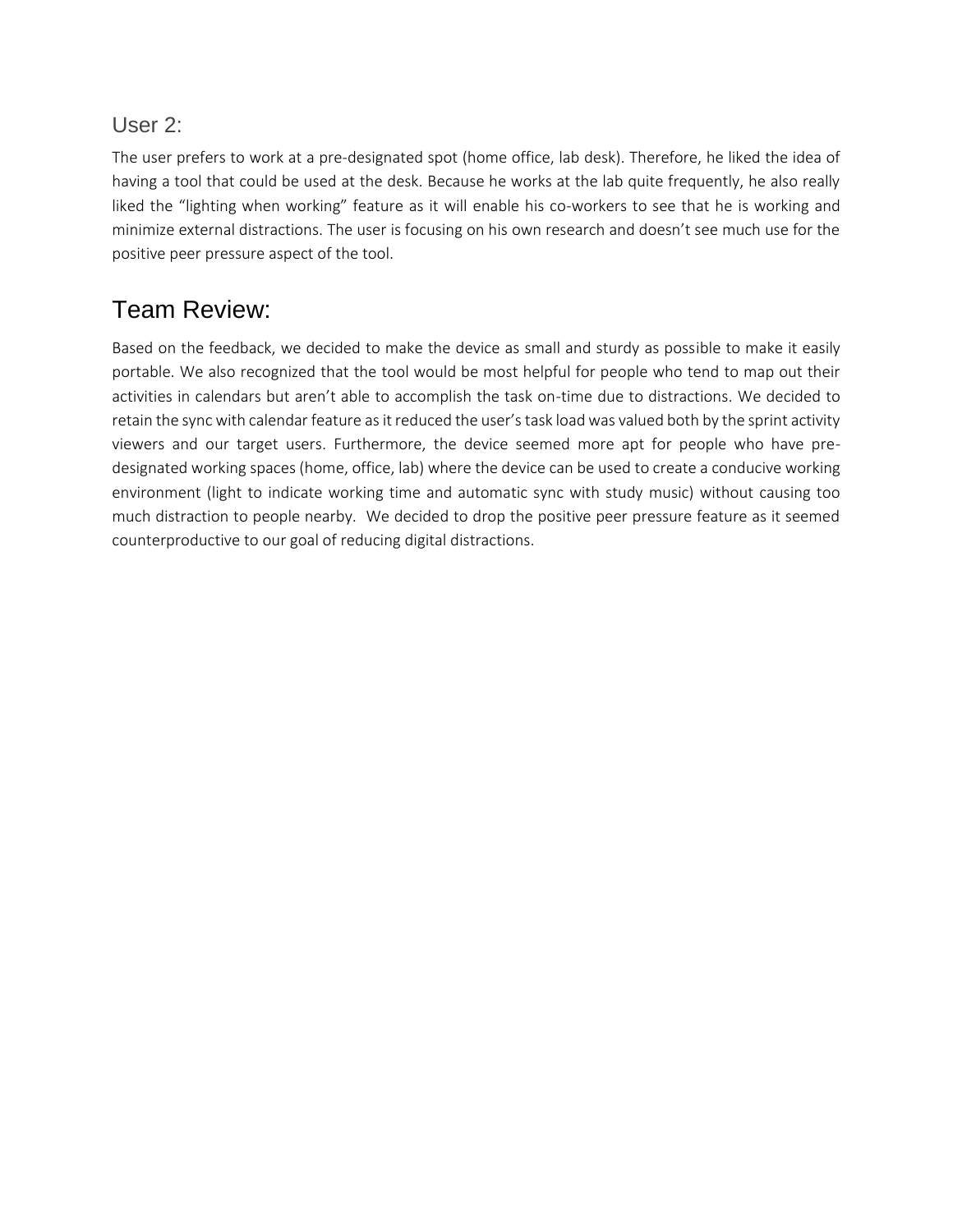### User 2:

The user prefers to work at a pre-designated spot (home office, lab desk). Therefore, he liked the idea of having a tool that could be used at the desk. Because he works at the lab quite frequently, he also really liked the "lighting when working" feature as it will enable his co-workers to see that he is working and minimize external distractions. The user is focusing on his own research and doesn't see much use for the positive peer pressure aspect of the tool.

## Team Review:

Based on the feedback, we decided to make the device as small and sturdy as possible to make it easily portable. We also recognized that the tool would be most helpful for people who tend to map out their activities in calendars but aren't able to accomplish the task on-time due to distractions. We decided to retain the sync with calendar feature as it reduced the user's task load was valued both by the sprint activity viewers and our target users. Furthermore, the device seemed more apt for people who have pre-designated working spaces (home, office, lab) where the device can be used to create a conducive working environment (light to indicate working time and automatic sync with study music) without causing too much distraction to people nearby. We decided to drop the positive peer pressure feature as it seemed counterproductive to our goal of reducing digital distractions.